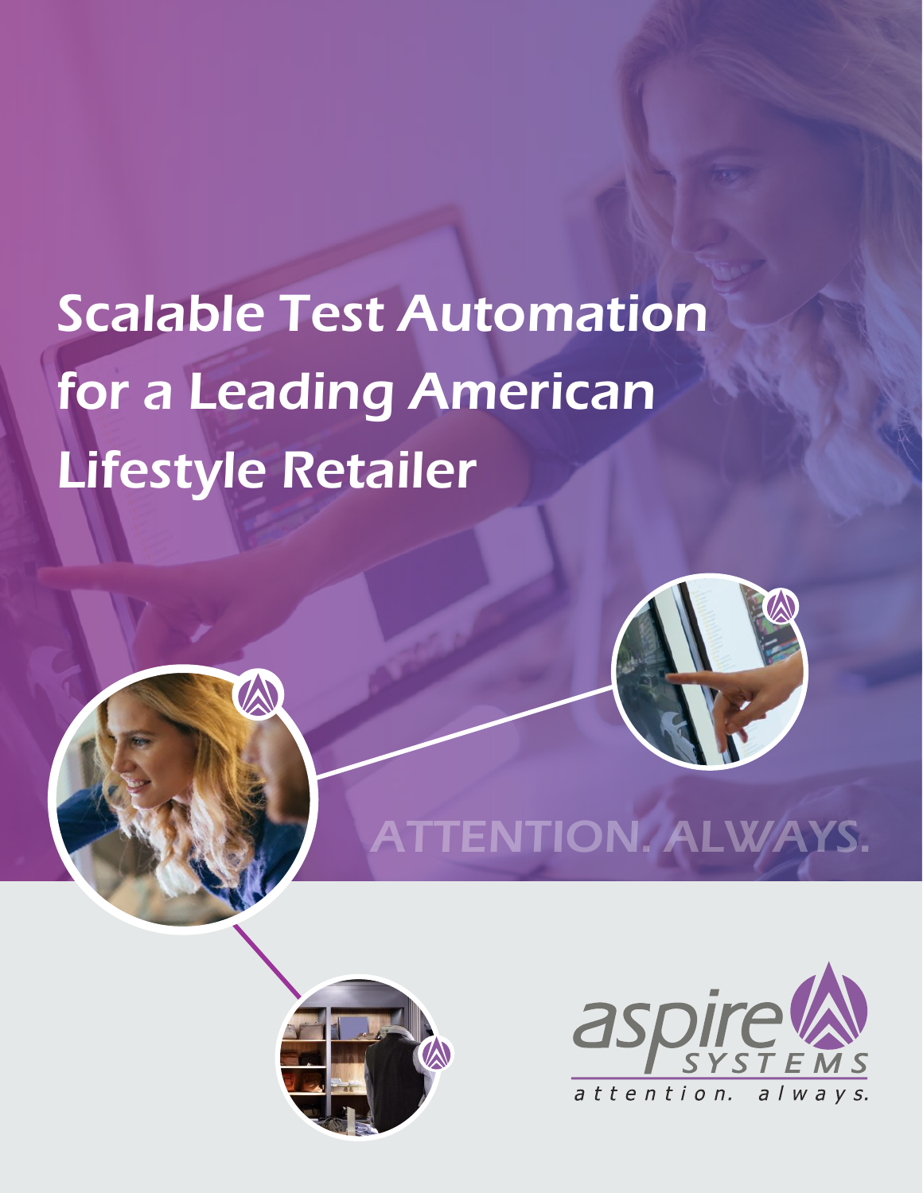# Scalable Test Automation for a Leading American Lifestyle Retailer

ATTENTION. ALWAYS.

aspire SYSTEMS

attention. always.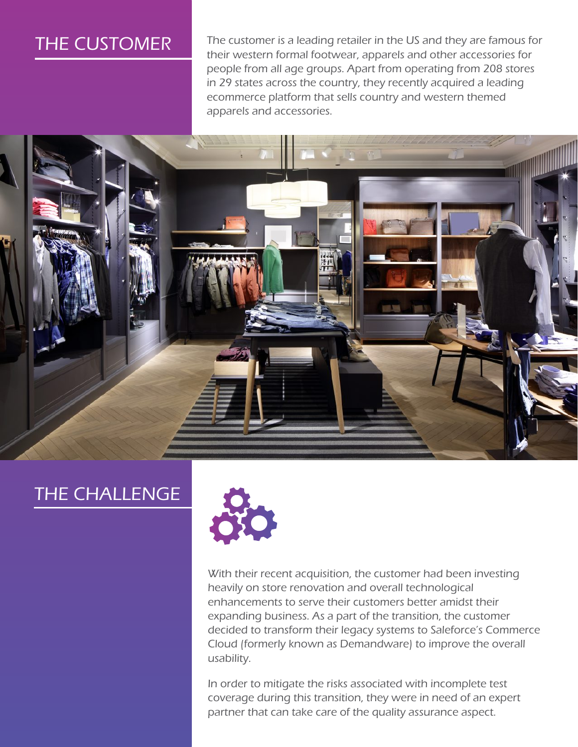## THE CUSTOMER

*The customer is a leading retailer in the US and they are famous for their western formal footwear, apparels and other accessories for people from all age groups. Apart from operating from 208 stores in 29 states across the country, they recently acquired a leading ecommerce platform that sells country and western themed apparels and accessories.*

## THE CHALLENGE

*With their recent acquisition, the customer had been investing heavily on store renovation and overall technological enhancements to serve their customers better amidst their expanding business. As a part of the transition, the customer decided to transform their legacy systems to Saleforce's Commerce Cloud (formerly known as Demandware) to improve the overall usability.*

*In order to mitigate the risks associated with incomplete test coverage during this transition, they were in need of an expert partner that can take care of the quality assurance aspect.*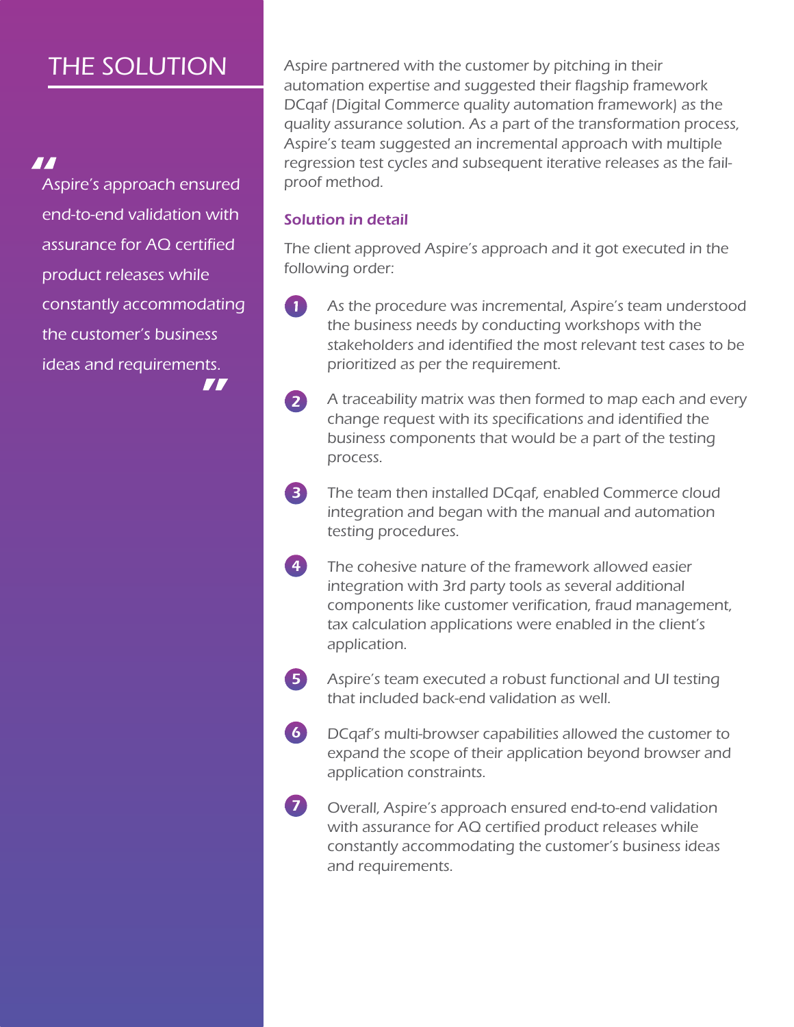# THE SOLUTION

> "Aspire's approach ensured end-to-end validation with assurance for AQ certified product releases while constantly accommodating the customer's business ideas and requirements."

Aspire partnered with the customer by pitching in their automation expertise and suggested their flagship framework DCqaf (Digital Commerce quality automation framework) as the quality assurance solution. As a part of the transformation process, Aspire's team suggested an incremental approach with multiple regression test cycles and subsequent iterative releases as the fail-proof method.

## Solution in detail

The client approved Aspire's approach and it got executed in the following order:

1. As the procedure was incremental, Aspire's team understood the business needs by conducting workshops with the stakeholders and identified the most relevant test cases to be prioritized as per the requirement.
2. A traceability matrix was then formed to map each and every change request with its specifications and identified the business components that would be a part of the testing process.
3. The team then installed DCqaf, enabled Commerce cloud integration and began with the manual and automation testing procedures.
4. The cohesive nature of the framework allowed easier integration with 3rd party tools as several additional components like customer verification, fraud management, tax calculation applications were enabled in the client's application.
5. Aspire's team executed a robust functional and UI testing that included back-end validation as well.
6. DCqaf's multi-browser capabilities allowed the customer to expand the scope of their application beyond browser and application constraints.
7. Overall, Aspire's approach ensured end-to-end validation with assurance for AQ certified product releases while constantly accommodating the customer's business ideas and requirements.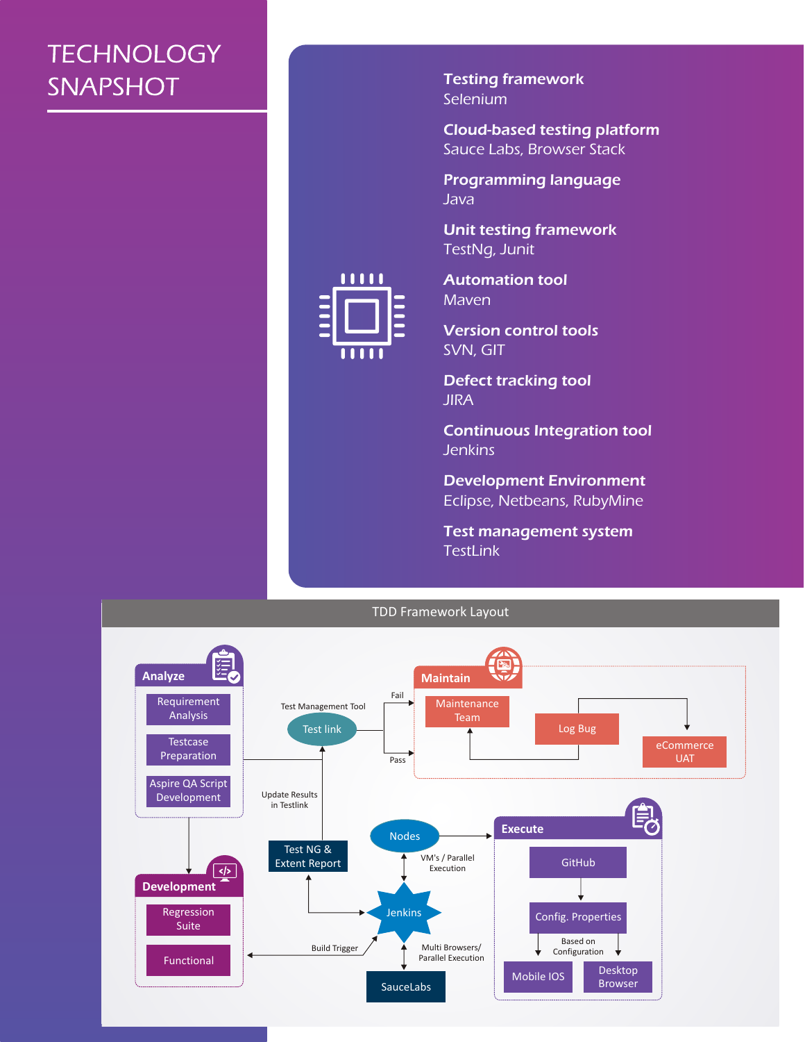# TECHNOLOGY SNAPSHOT

**Testing framework**
Selenium

**Cloud-based testing platform**
Sauce Labs, Browser Stack

**Programming language**
Java

**Unit testing framework**
TestNg, Junit

**Automation tool**
Maven

**Version control tools**
SVN, GIT

**Defect tracking tool**
JIRA

**Continuous Integration tool**
Jenkins

**Development Environment**
Eclipse, Netbeans, RubyMine

**Test management system**
TestLink

## TDD Framework Layout

**Analyze**
- Requirement Analysis
- Testcase Preparation
- Aspire QA Script Development

**Development**
- Regression Suite
- Functional

**Maintain**
- Maintenance Team
- Log Bug
- eCommerce UAT

**Execute**
- GitHub
- Config. Properties
- Based on Configuration
- Mobile IOS
- Desktop Browser

Test Management Tool: Test link (Fail / Pass)

Update Results in Testlink

Test NG & Extent Report

Nodes — VM's / Parallel Execution

Jenkins — Build Trigger

SauceLabs — Multi Browsers/ Parallel Execution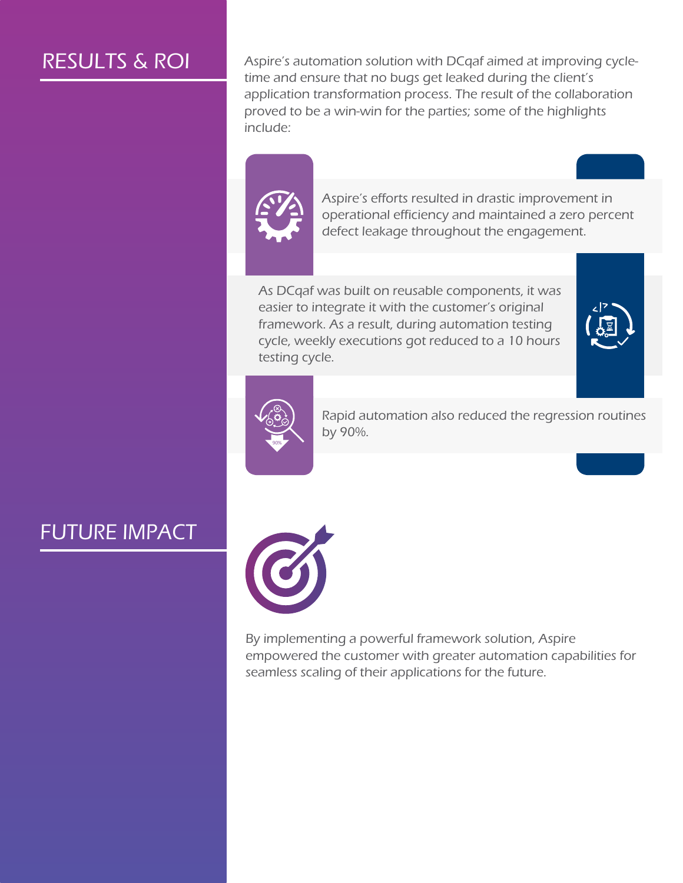## RESULTS & ROI

Aspire's automation solution with DCqaf aimed at improving cycle-time and ensure that no bugs get leaked during the client's application transformation process. The result of the collaboration proved to be a win-win for the parties; some of the highlights include:

- Aspire's efforts resulted in drastic improvement in operational efficiency and maintained a zero percent defect leakage throughout the engagement.
- As DCqaf was built on reusable components, it was easier to integrate it with the customer's original framework. As a result, during automation testing cycle, weekly executions got reduced to a 10 hours testing cycle.
- Rapid automation also reduced the regression routines by 90%.

## FUTURE IMPACT

By implementing a powerful framework solution, Aspire empowered the customer with greater automation capabilities for seamless scaling of their applications for the future.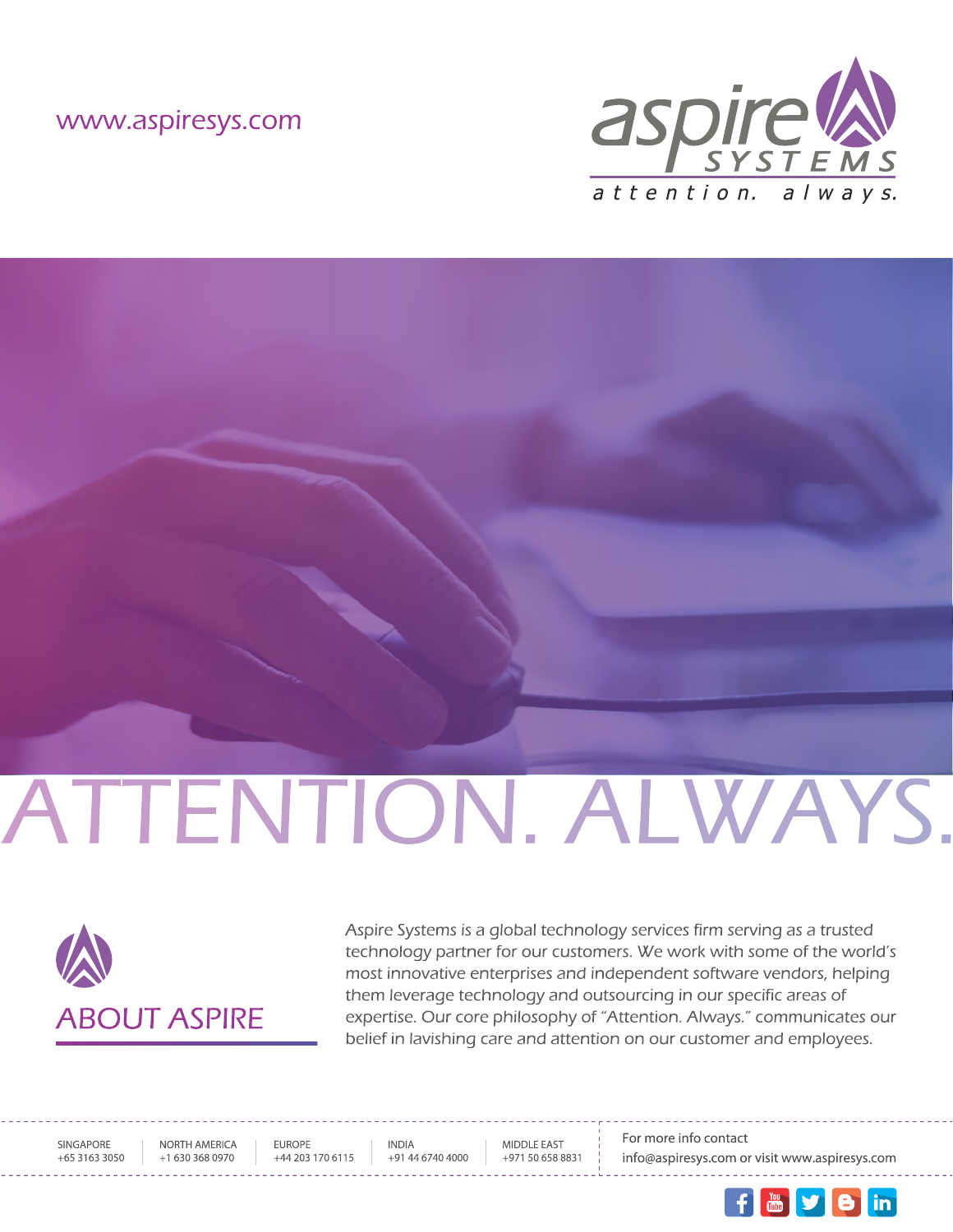www.aspiresys.com

aspire SYSTEMS

attention. always.

# ATTENTION. ALWAYS.

## ABOUT ASPIRE

*Aspire Systems is a global technology services firm serving as a trusted technology partner for our customers. We work with some of the world's most innovative enterprises and independent software vendors, helping them leverage technology and outsourcing in our specific areas of expertise. Our core philosophy of "Attention. Always." communicates our belief in lavishing care and attention on our customer and employees.*

| SINGAPORE | NORTH AMERICA | EUROPE | INDIA | MIDDLE EAST |
|---|---|---|---|---|
| +65 3163 3050 | +1 630 368 0970 | +44 203 170 6115 | +91 44 6740 4000 | +971 50 658 8831 |

For more info contact
info@aspiresys.com or visit www.aspiresys.com